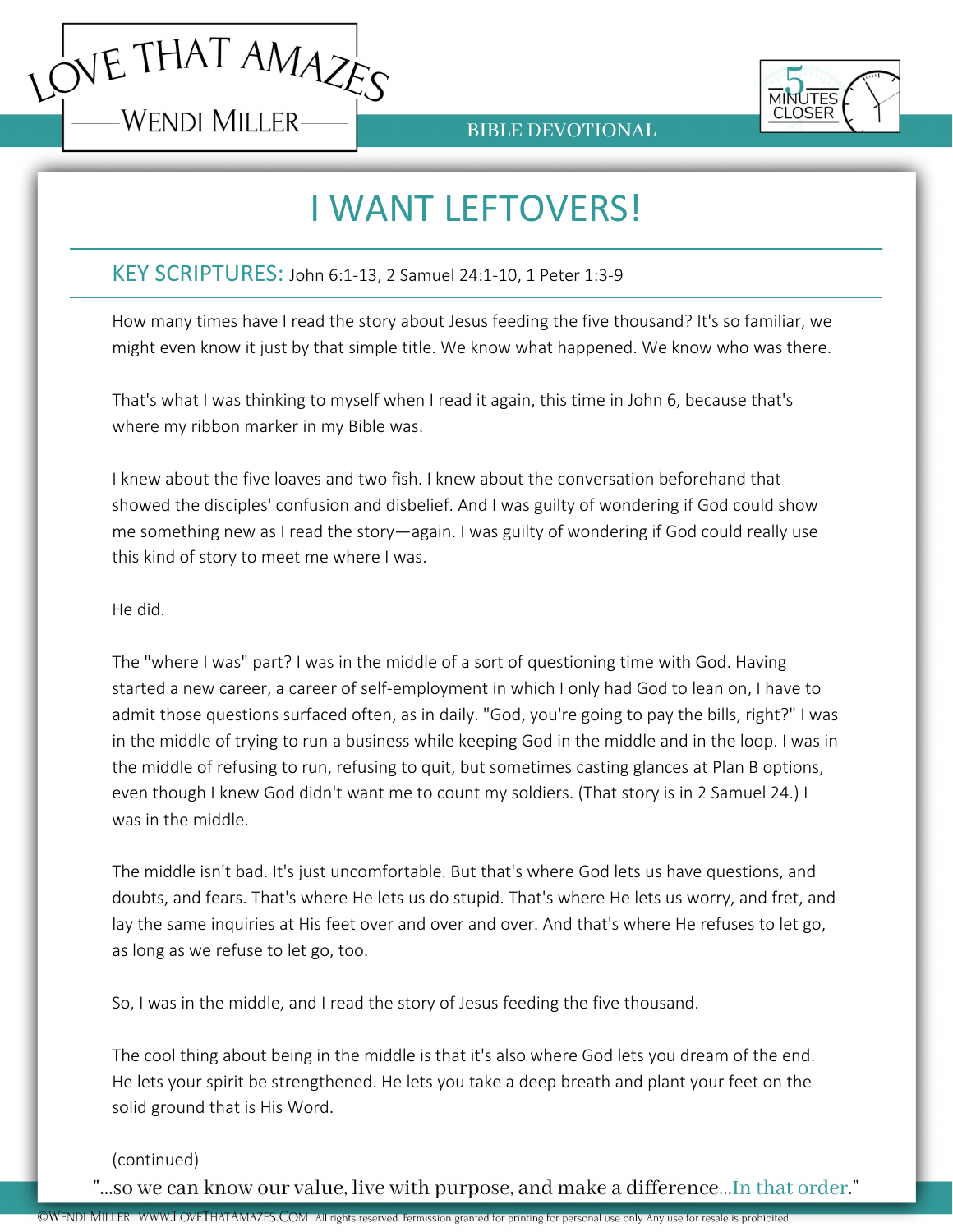# I WANT LEFTOVERS!

**KEY SCRIPTURES:** John 6:1-13, 2 Samuel 24:1-10, 1 Peter 1:3-9

How many times have I read the story about Jesus feeding the five thousand? It's so familiar, we might even know it just by that simple title. We know what happened. We know who was there.

That's what I was thinking to myself when I read it again, this time in John 6, because that's where my ribbon marker in my Bible was.

I knew about the five loaves and two fish. I knew about the conversation beforehand that showed the disciples' confusion and disbelief. And I was guilty of wondering if God could show me something new as I read the story—again. I was guilty of wondering if God could really use this kind of story to meet me where I was.

He did.

The "where I was" part? I was in the middle of a sort of questioning time with God. Having started a new career, a career of self-employment in which I only had God to lean on, I have to admit those questions surfaced often, as in daily. "God, you're going to pay the bills, right?" I was in the middle of trying to run a business while keeping God in the middle and in the loop. I was in the middle of refusing to run, refusing to quit, but sometimes casting glances at Plan B options, even though I knew God didn't want me to count my soldiers. (That story is in 2 Samuel 24.) I was in the middle.

The middle isn't bad. It's just uncomfortable. But that's where God lets us have questions, and doubts, and fears. That's where He lets us do stupid. That's where He lets us worry, and fret, and lay the same inquiries at His feet over and over and over. And that's where He refuses to let go, as long as we refuse to let go, too.

So, I was in the middle, and I read the story of Jesus feeding the five thousand.

The cool thing about being in the middle is that it's also where God lets you dream of the end. He lets your spirit be strengthened. He lets you take a deep breath and plant your feet on the solid ground that is His Word.

(continued)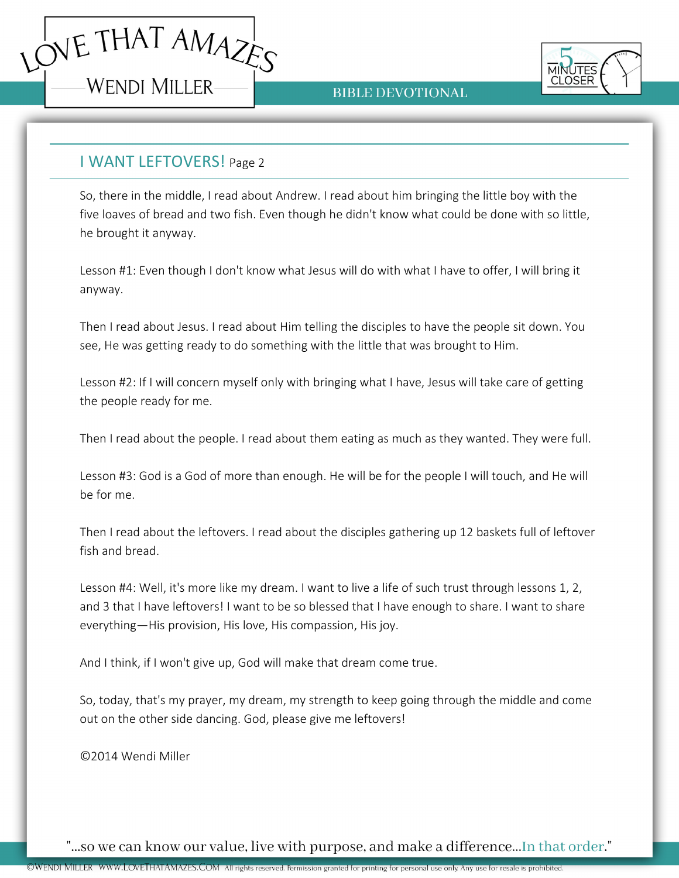## I WANT LEFTOVERS! Page 2

So, there in the middle, I read about Andrew. I read about him bringing the little boy with the five loaves of bread and two fish. Even though he didn't know what could be done with so little, he brought it anyway.

Lesson #1: Even though I don't know what Jesus will do with what I have to offer, I will bring it anyway.

Then I read about Jesus. I read about Him telling the disciples to have the people sit down. You see, He was getting ready to do something with the little that was brought to Him.

Lesson #2: If I will concern myself only with bringing what I have, Jesus will take care of getting the people ready for me.

Then I read about the people. I read about them eating as much as they wanted. They were full.

Lesson #3: God is a God of more than enough. He will be for the people I will touch, and He will be for me.

Then I read about the leftovers. I read about the disciples gathering up 12 baskets full of leftover fish and bread.

Lesson #4: Well, it's more like my dream. I want to live a life of such trust through lessons 1, 2, and 3 that I have leftovers! I want to be so blessed that I have enough to share. I want to share everything—His provision, His love, His compassion, His joy.

And I think, if I won't give up, God will make that dream come true.

So, today, that's my prayer, my dream, my strength to keep going through the middle and come out on the other side dancing. God, please give me leftovers!

©2014 Wendi Miller